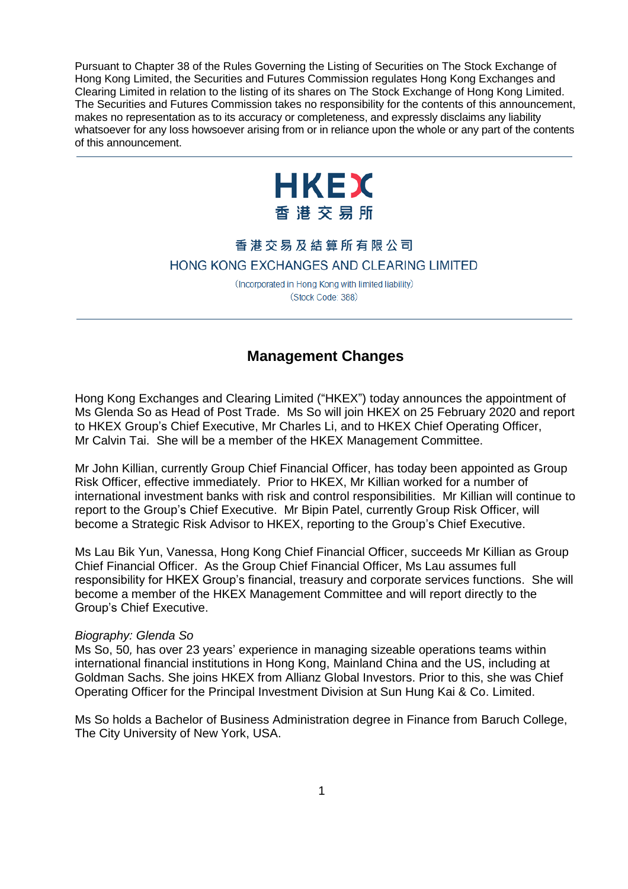Pursuant to Chapter 38 of the Rules Governing the Listing of Securities on The Stock Exchange of Hong Kong Limited, the Securities and Futures Commission regulates Hong Kong Exchanges and Clearing Limited in relation to the listing of its shares on The Stock Exchange of Hong Kong Limited. The Securities and Futures Commission takes no responsibility for the contents of this announcement, makes no representation as to its accuracy or completeness, and expressly disclaims any liability whatsoever for any loss howsoever arising from or in reliance upon the whole or any part of the contents of this announcement.

---

HKEX
香港交易所

香港交易及結算所有限公司
HONG KONG EXCHANGES AND CLEARING LIMITED

(Incorporated in Hong Kong with limited liability)
(Stock Code: 388)

---

## Management Changes

Hong Kong Exchanges and Clearing Limited ("HKEX") today announces the appointment of Ms Glenda So as Head of Post Trade. Ms So will join HKEX on 25 February 2020 and report to HKEX Group's Chief Executive, Mr Charles Li, and to HKEX Chief Operating Officer, Mr Calvin Tai. She will be a member of the HKEX Management Committee.

Mr John Killian, currently Group Chief Financial Officer, has today been appointed as Group Risk Officer, effective immediately. Prior to HKEX, Mr Killian worked for a number of international investment banks with risk and control responsibilities. Mr Killian will continue to report to the Group's Chief Executive. Mr Bipin Patel, currently Group Risk Officer, will become a Strategic Risk Advisor to HKEX, reporting to the Group's Chief Executive.

Ms Lau Bik Yun, Vanessa, Hong Kong Chief Financial Officer, succeeds Mr Killian as Group Chief Financial Officer. As the Group Chief Financial Officer, Ms Lau assumes full responsibility for HKEX Group's financial, treasury and corporate services functions. She will become a member of the HKEX Management Committee and will report directly to the Group's Chief Executive.

*Biography: Glenda So*
Ms So, 50, has over 23 years' experience in managing sizeable operations teams within international financial institutions in Hong Kong, Mainland China and the US, including at Goldman Sachs. She joins HKEX from Allianz Global Investors. Prior to this, she was Chief Operating Officer for the Principal Investment Division at Sun Hung Kai & Co. Limited.

Ms So holds a Bachelor of Business Administration degree in Finance from Baruch College, The City University of New York, USA.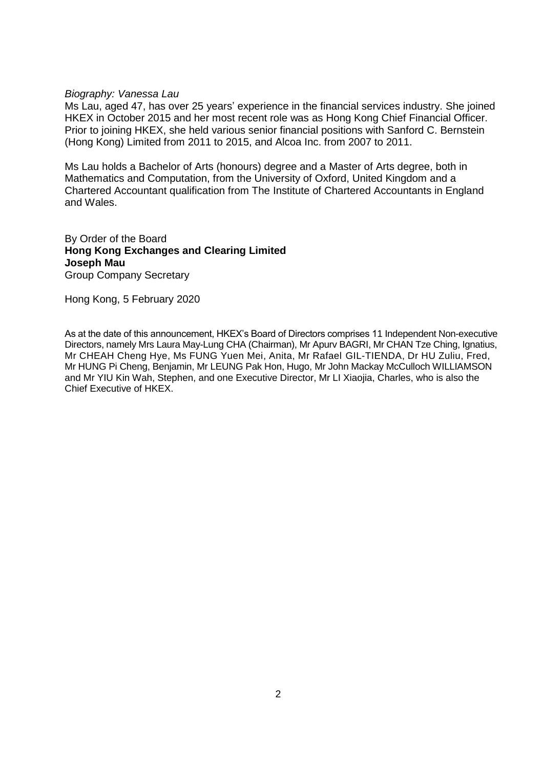*Biography: Vanessa Lau*

Ms Lau, aged 47, has over 25 years' experience in the financial services industry. She joined HKEX in October 2015 and her most recent role was as Hong Kong Chief Financial Officer. Prior to joining HKEX, she held various senior financial positions with Sanford C. Bernstein (Hong Kong) Limited from 2011 to 2015, and Alcoa Inc. from 2007 to 2011.

Ms Lau holds a Bachelor of Arts (honours) degree and a Master of Arts degree, both in Mathematics and Computation, from the University of Oxford, United Kingdom and a Chartered Accountant qualification from The Institute of Chartered Accountants in England and Wales.

By Order of the Board
**Hong Kong Exchanges and Clearing Limited**
**Joseph Mau**
Group Company Secretary

Hong Kong, 5 February 2020

As at the date of this announcement, HKEX's Board of Directors comprises 11 Independent Non-executive Directors, namely Mrs Laura May-Lung CHA (Chairman), Mr Apurv BAGRI, Mr CHAN Tze Ching, Ignatius, Mr CHEAH Cheng Hye, Ms FUNG Yuen Mei, Anita, Mr Rafael GIL-TIENDA, Dr HU Zuliu, Fred, Mr HUNG Pi Cheng, Benjamin, Mr LEUNG Pak Hon, Hugo, Mr John Mackay McCulloch WILLIAMSON and Mr YIU Kin Wah, Stephen, and one Executive Director, Mr LI Xiaojia, Charles, who is also the Chief Executive of HKEX.